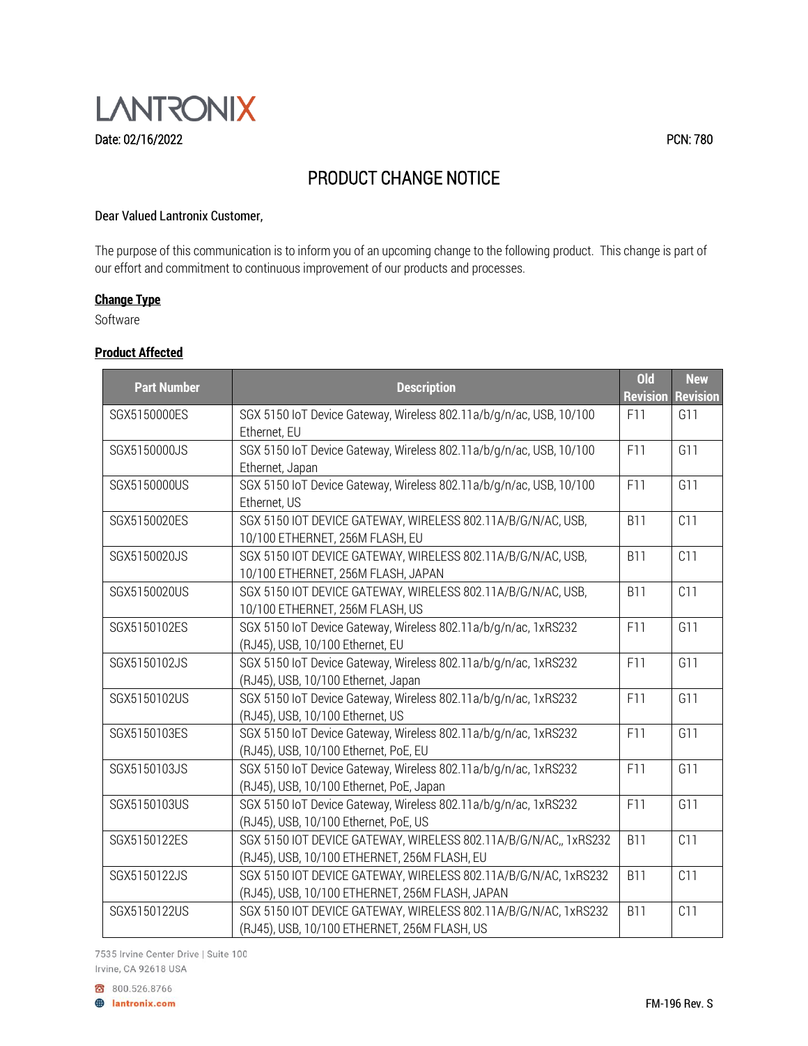LANTRONIX

Date: 02/16/2022

PCN: 780

# PRODUCT CHANGE NOTICE

Dear Valued Lantronix Customer,

The purpose of this communication is to inform you of an upcoming change to the following product. This change is part of our effort and commitment to continuous improvement of our products and processes.

**Change Type**

Software

**Product Affected**

| Part Number | Description | Old Revision | New Revision |
|---|---|---|---|
| SGX5150000ES | SGX 5150 IoT Device Gateway, Wireless 802.11a/b/g/n/ac, USB, 10/100 Ethernet, EU | F11 | G11 |
| SGX5150000JS | SGX 5150 IoT Device Gateway, Wireless 802.11a/b/g/n/ac, USB, 10/100 Ethernet, Japan | F11 | G11 |
| SGX5150000US | SGX 5150 IoT Device Gateway, Wireless 802.11a/b/g/n/ac, USB, 10/100 Ethernet, US | F11 | G11 |
| SGX5150020ES | SGX 5150 IOT DEVICE GATEWAY, WIRELESS 802.11A/B/G/N/AC, USB, 10/100 ETHERNET, 256M FLASH, EU | B11 | C11 |
| SGX5150020JS | SGX 5150 IOT DEVICE GATEWAY, WIRELESS 802.11A/B/G/N/AC, USB, 10/100 ETHERNET, 256M FLASH, JAPAN | B11 | C11 |
| SGX5150020US | SGX 5150 IOT DEVICE GATEWAY, WIRELESS 802.11A/B/G/N/AC, USB, 10/100 ETHERNET, 256M FLASH, US | B11 | C11 |
| SGX5150102ES | SGX 5150 IoT Device Gateway, Wireless 802.11a/b/g/n/ac, 1xRS232 (RJ45), USB, 10/100 Ethernet, EU | F11 | G11 |
| SGX5150102JS | SGX 5150 IoT Device Gateway, Wireless 802.11a/b/g/n/ac, 1xRS232 (RJ45), USB, 10/100 Ethernet, Japan | F11 | G11 |
| SGX5150102US | SGX 5150 IoT Device Gateway, Wireless 802.11a/b/g/n/ac, 1xRS232 (RJ45), USB, 10/100 Ethernet, US | F11 | G11 |
| SGX5150103ES | SGX 5150 IoT Device Gateway, Wireless 802.11a/b/g/n/ac, 1xRS232 (RJ45), USB, 10/100 Ethernet, PoE, EU | F11 | G11 |
| SGX5150103JS | SGX 5150 IoT Device Gateway, Wireless 802.11a/b/g/n/ac, 1xRS232 (RJ45), USB, 10/100 Ethernet, PoE, Japan | F11 | G11 |
| SGX5150103US | SGX 5150 IoT Device Gateway, Wireless 802.11a/b/g/n/ac, 1xRS232 (RJ45), USB, 10/100 Ethernet, PoE, US | F11 | G11 |
| SGX5150122ES | SGX 5150 IOT DEVICE GATEWAY, WIRELESS 802.11A/B/G/N/AC,, 1xRS232 (RJ45), USB, 10/100 ETHERNET, 256M FLASH, EU | B11 | C11 |
| SGX5150122JS | SGX 5150 IOT DEVICE GATEWAY, WIRELESS 802.11A/B/G/N/AC, 1xRS232 (RJ45), USB, 10/100 ETHERNET, 256M FLASH, JAPAN | B11 | C11 |
| SGX5150122US | SGX 5150 IOT DEVICE GATEWAY, WIRELESS 802.11A/B/G/N/AC, 1xRS232 (RJ45), USB, 10/100 ETHERNET, 256M FLASH, US | B11 | C11 |

7535 Irvine Center Drive | Suite 100
Irvine, CA 92618 USA

800.526.8766
lantronix.com

FM-196 Rev. S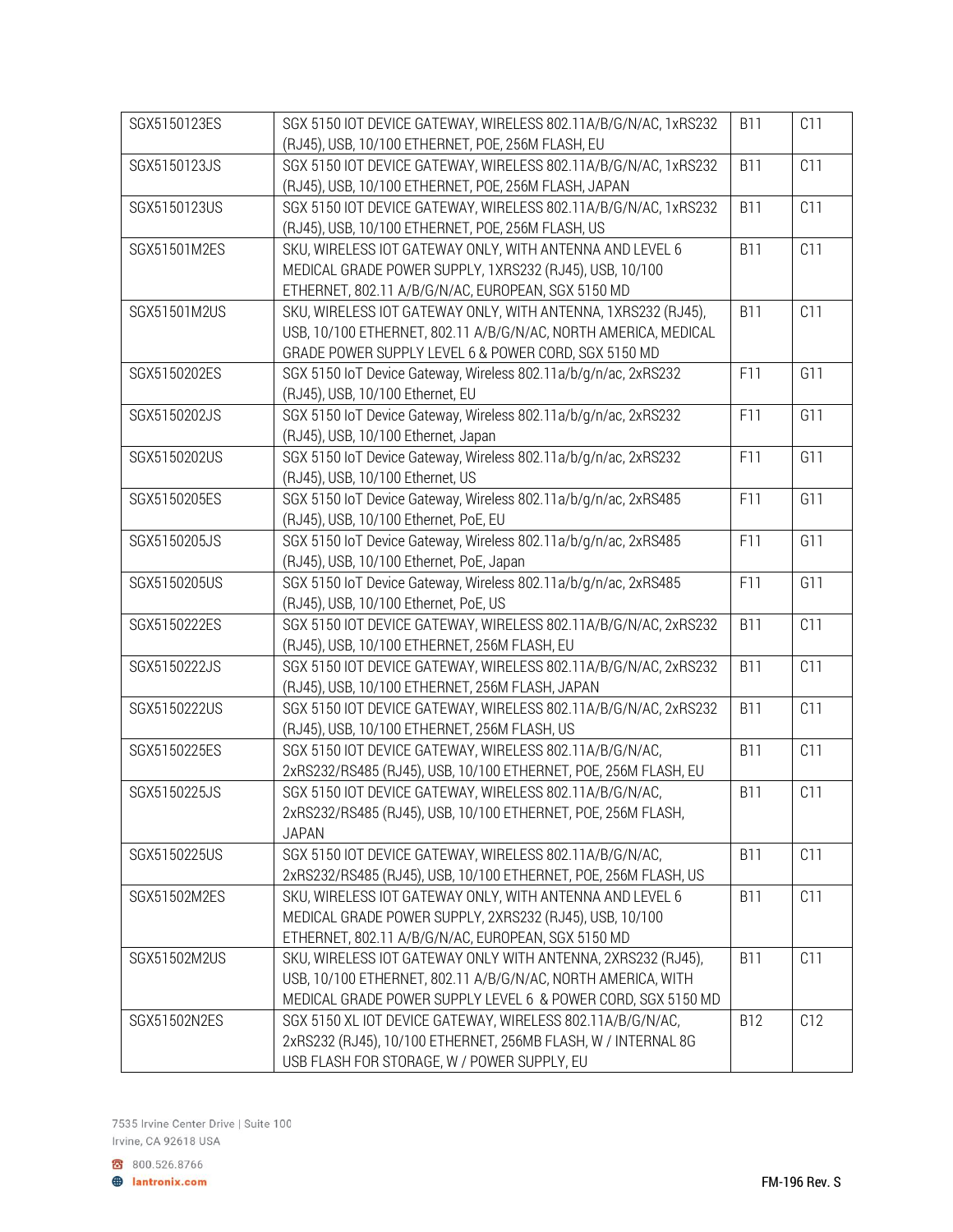| | | | |
|---|---|---|---|
| SGX5150123ES | SGX 5150 IOT DEVICE GATEWAY, WIRELESS 802.11A/B/G/N/AC, 1xRS232 (RJ45), USB, 10/100 ETHERNET, POE, 256M FLASH, EU | B11 | C11 |
| SGX5150123JS | SGX 5150 IOT DEVICE GATEWAY, WIRELESS 802.11A/B/G/N/AC, 1xRS232 (RJ45), USB, 10/100 ETHERNET, POE, 256M FLASH, JAPAN | B11 | C11 |
| SGX5150123US | SGX 5150 IOT DEVICE GATEWAY, WIRELESS 802.11A/B/G/N/AC, 1xRS232 (RJ45), USB, 10/100 ETHERNET, POE, 256M FLASH, US | B11 | C11 |
| SGX51501M2ES | SKU, WIRELESS IOT GATEWAY ONLY, WITH ANTENNA AND LEVEL 6 MEDICAL GRADE POWER SUPPLY, 1XRS232 (RJ45), USB, 10/100 ETHERNET, 802.11 A/B/G/N/AC, EUROPEAN, SGX 5150 MD | B11 | C11 |
| SGX51501M2US | SKU, WIRELESS IOT GATEWAY ONLY, WITH ANTENNA, 1XRS232 (RJ45), USB, 10/100 ETHERNET, 802.11 A/B/G/N/AC, NORTH AMERICA, MEDICAL GRADE POWER SUPPLY LEVEL 6 & POWER CORD, SGX 5150 MD | B11 | C11 |
| SGX5150202ES | SGX 5150 IoT Device Gateway, Wireless 802.11a/b/g/n/ac, 2xRS232 (RJ45), USB, 10/100 Ethernet, EU | F11 | G11 |
| SGX5150202JS | SGX 5150 IoT Device Gateway, Wireless 802.11a/b/g/n/ac, 2xRS232 (RJ45), USB, 10/100 Ethernet, Japan | F11 | G11 |
| SGX5150202US | SGX 5150 IoT Device Gateway, Wireless 802.11a/b/g/n/ac, 2xRS232 (RJ45), USB, 10/100 Ethernet, US | F11 | G11 |
| SGX5150205ES | SGX 5150 IoT Device Gateway, Wireless 802.11a/b/g/n/ac, 2xRS485 (RJ45), USB, 10/100 Ethernet, PoE, EU | F11 | G11 |
| SGX5150205JS | SGX 5150 IoT Device Gateway, Wireless 802.11a/b/g/n/ac, 2xRS485 (RJ45), USB, 10/100 Ethernet, PoE, Japan | F11 | G11 |
| SGX5150205US | SGX 5150 IoT Device Gateway, Wireless 802.11a/b/g/n/ac, 2xRS485 (RJ45), USB, 10/100 Ethernet, PoE, US | F11 | G11 |
| SGX5150222ES | SGX 5150 IOT DEVICE GATEWAY, WIRELESS 802.11A/B/G/N/AC, 2xRS232 (RJ45), USB, 10/100 ETHERNET, 256M FLASH, EU | B11 | C11 |
| SGX5150222JS | SGX 5150 IOT DEVICE GATEWAY, WIRELESS 802.11A/B/G/N/AC, 2xRS232 (RJ45), USB, 10/100 ETHERNET, 256M FLASH, JAPAN | B11 | C11 |
| SGX5150222US | SGX 5150 IOT DEVICE GATEWAY, WIRELESS 802.11A/B/G/N/AC, 2xRS232 (RJ45), USB, 10/100 ETHERNET, 256M FLASH, US | B11 | C11 |
| SGX5150225ES | SGX 5150 IOT DEVICE GATEWAY, WIRELESS 802.11A/B/G/N/AC, 2xRS232/RS485 (RJ45), USB, 10/100 ETHERNET, POE, 256M FLASH, EU | B11 | C11 |
| SGX5150225JS | SGX 5150 IOT DEVICE GATEWAY, WIRELESS 802.11A/B/G/N/AC, 2xRS232/RS485 (RJ45), USB, 10/100 ETHERNET, POE, 256M FLASH, JAPAN | B11 | C11 |
| SGX5150225US | SGX 5150 IOT DEVICE GATEWAY, WIRELESS 802.11A/B/G/N/AC, 2xRS232/RS485 (RJ45), USB, 10/100 ETHERNET, POE, 256M FLASH, US | B11 | C11 |
| SGX51502M2ES | SKU, WIRELESS IOT GATEWAY ONLY, WITH ANTENNA AND LEVEL 6 MEDICAL GRADE POWER SUPPLY, 2XRS232 (RJ45), USB, 10/100 ETHERNET, 802.11 A/B/G/N/AC, EUROPEAN, SGX 5150 MD | B11 | C11 |
| SGX51502M2US | SKU, WIRELESS IOT GATEWAY ONLY WITH ANTENNA, 2XRS232 (RJ45), USB, 10/100 ETHERNET, 802.11 A/B/G/N/AC, NORTH AMERICA, WITH MEDICAL GRADE POWER SUPPLY LEVEL 6 & POWER CORD, SGX 5150 MD | B11 | C11 |
| SGX51502N2ES | SGX 5150 XL IOT DEVICE GATEWAY, WIRELESS 802.11A/B/G/N/AC, 2xRS232 (RJ45), 10/100 ETHERNET, 256MB FLASH, W / INTERNAL 8G USB FLASH FOR STORAGE, W / POWER SUPPLY, EU | B12 | C12 |

7535 Irvine Center Drive | Suite 100
Irvine, CA 92618 USA

800.526.8766

lantronix.com

FM-196 Rev. S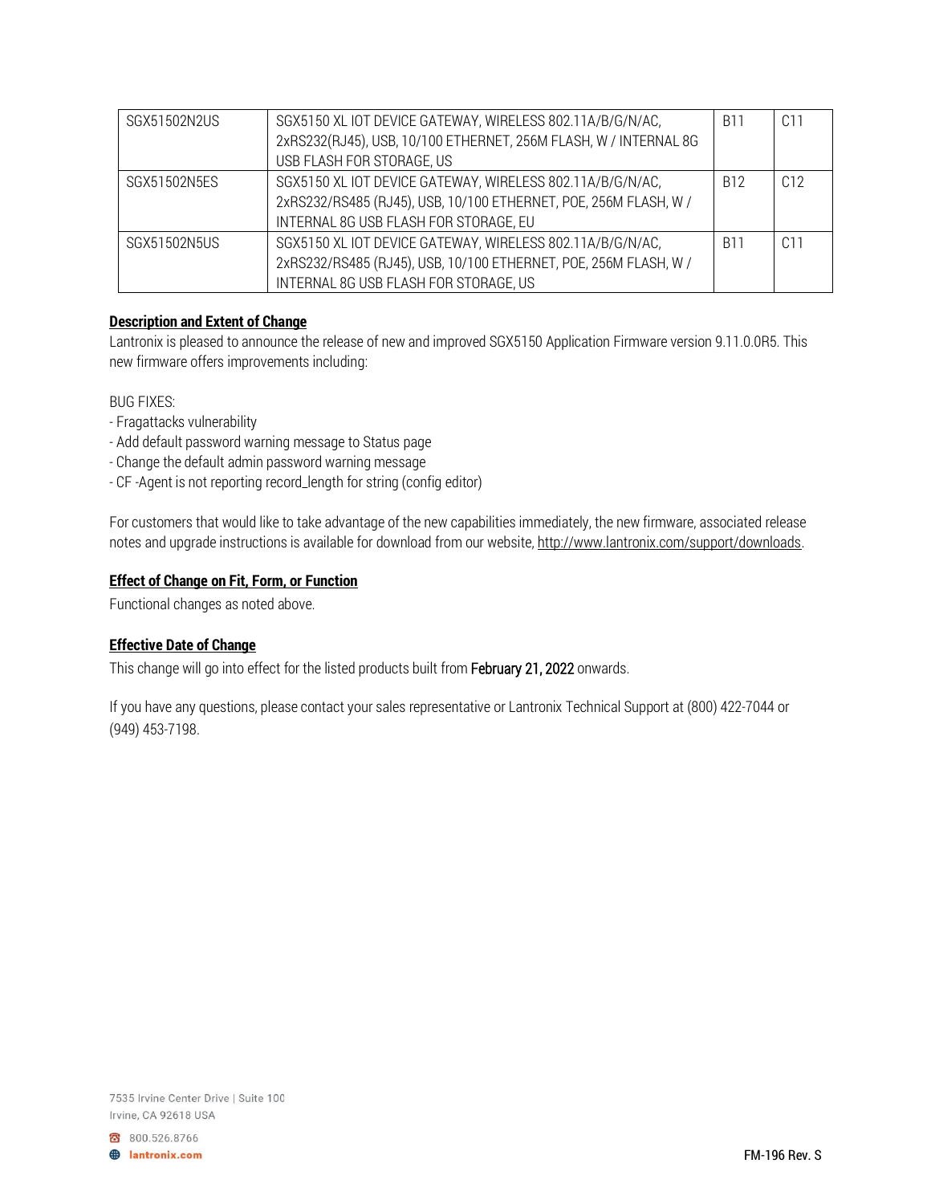| | | | |
|---|---|---|---|
| SGX51502N2US | SGX5150 XL IOT DEVICE GATEWAY, WIRELESS 802.11A/B/G/N/AC, 2xRS232(RJ45), USB, 10/100 ETHERNET, 256M FLASH, W / INTERNAL 8G USB FLASH FOR STORAGE, US | B11 | C11 |
| SGX51502N5ES | SGX5150 XL IOT DEVICE GATEWAY, WIRELESS 802.11A/B/G/N/AC, 2xRS232/RS485 (RJ45), USB, 10/100 ETHERNET, POE, 256M FLASH, W / INTERNAL 8G USB FLASH FOR STORAGE, EU | B12 | C12 |
| SGX51502N5US | SGX5150 XL IOT DEVICE GATEWAY, WIRELESS 802.11A/B/G/N/AC, 2xRS232/RS485 (RJ45), USB, 10/100 ETHERNET, POE, 256M FLASH, W / INTERNAL 8G USB FLASH FOR STORAGE, US | B11 | C11 |

**Description and Extent of Change**

Lantronix is pleased to announce the release of new and improved SGX5150 Application Firmware version 9.11.0.0R5. This new firmware offers improvements including:

BUG FIXES:

- Fragattacks vulnerability
- Add default password warning message to Status page
- Change the default admin password warning message
- CF -Agent is not reporting record_length for string (config editor)

For customers that would like to take advantage of the new capabilities immediately, the new firmware, associated release notes and upgrade instructions is available for download from our website, http://www.lantronix.com/support/downloads.

**Effect of Change on Fit, Form, or Function**

Functional changes as noted above.

**Effective Date of Change**

This change will go into effect for the listed products built from February 21, 2022 onwards.

If you have any questions, please contact your sales representative or Lantronix Technical Support at (800) 422-7044 or (949) 453-7198.